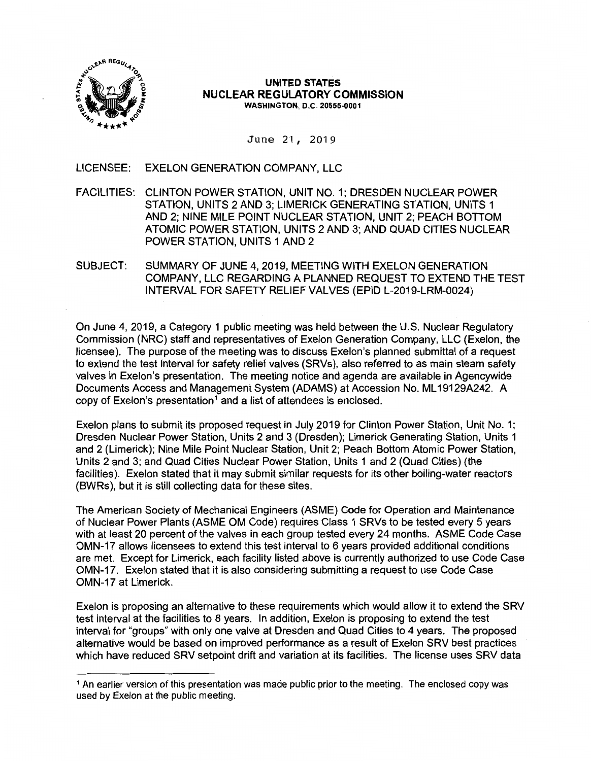**UNITED STATES**
**NUCLEAR REGULATORY COMMISSION**
**WASHINGTON, D.C. 20555-0001**

June 21, 2019

LICENSEE: EXELON GENERATION COMPANY, LLC

FACILITIES: CLINTON POWER STATION, UNIT NO. 1; DRESDEN NUCLEAR POWER STATION, UNITS 2 AND 3; LIMERICK GENERATING STATION, UNITS 1 AND 2; NINE MILE POINT NUCLEAR STATION, UNIT 2; PEACH BOTTOM ATOMIC POWER STATION, UNITS 2 AND 3; AND QUAD CITIES NUCLEAR POWER STATION, UNITS 1 AND 2

SUBJECT: SUMMARY OF JUNE 4, 2019, MEETING WITH EXELON GENERATION COMPANY, LLC REGARDING A PLANNED REQUEST TO EXTEND THE TEST INTERVAL FOR SAFETY RELIEF VALVES (EPID L-2019-LRM-0024)

On June 4, 2019, a Category 1 public meeting was held between the U.S. Nuclear Regulatory Commission (NRC) staff and representatives of Exelon Generation Company, LLC (Exelon, the licensee). The purpose of the meeting was to discuss Exelon's planned submittal of a request to extend the test interval for safety relief valves (SRVs), also referred to as main steam safety valves in Exelon's presentation. The meeting notice and agenda are available in Agencywide Documents Access and Management System (ADAMS) at Accession No. ML19129A242. A copy of Exelon's presentation[1] and a list of attendees is enclosed.

Exelon plans to submit its proposed request in July 2019 for Clinton Power Station, Unit No. 1; Dresden Nuclear Power Station, Units 2 and 3 (Dresden); Limerick Generating Station, Units 1 and 2 (Limerick); Nine Mile Point Nuclear Station, Unit 2; Peach Bottom Atomic Power Station, Units 2 and 3; and Quad Cities Nuclear Power Station, Units 1 and 2 (Quad Cities) (the facilities). Exelon stated that it may submit similar requests for its other boiling-water reactors (BWRs), but it is still collecting data for these sites.

The American Society of Mechanical Engineers (ASME) Code for Operation and Maintenance of Nuclear Power Plants (ASME OM Code) requires Class 1 SRVs to be tested every 5 years with at least 20 percent of the valves in each group tested every 24 months. ASME Code Case OMN-17 allows licensees to extend this test interval to 6 years provided additional conditions are met. Except for Limerick, each facility listed above is currently authorized to use Code Case OMN-17. Exelon stated that it is also considering submitting a request to use Code Case OMN-17 at Limerick.

Exelon is proposing an alternative to these requirements which would allow it to extend the SRV test interval at the facilities to 8 years. In addition, Exelon is proposing to extend the test interval for "groups" with only one valve at Dresden and Quad Cities to 4 years. The proposed alternative would be based on improved performance as a result of Exelon SRV best practices which have reduced SRV setpoint drift and variation at its facilities. The license uses SRV data

[1] An earlier version of this presentation was made public prior to the meeting. The enclosed copy was used by Exelon at the public meeting.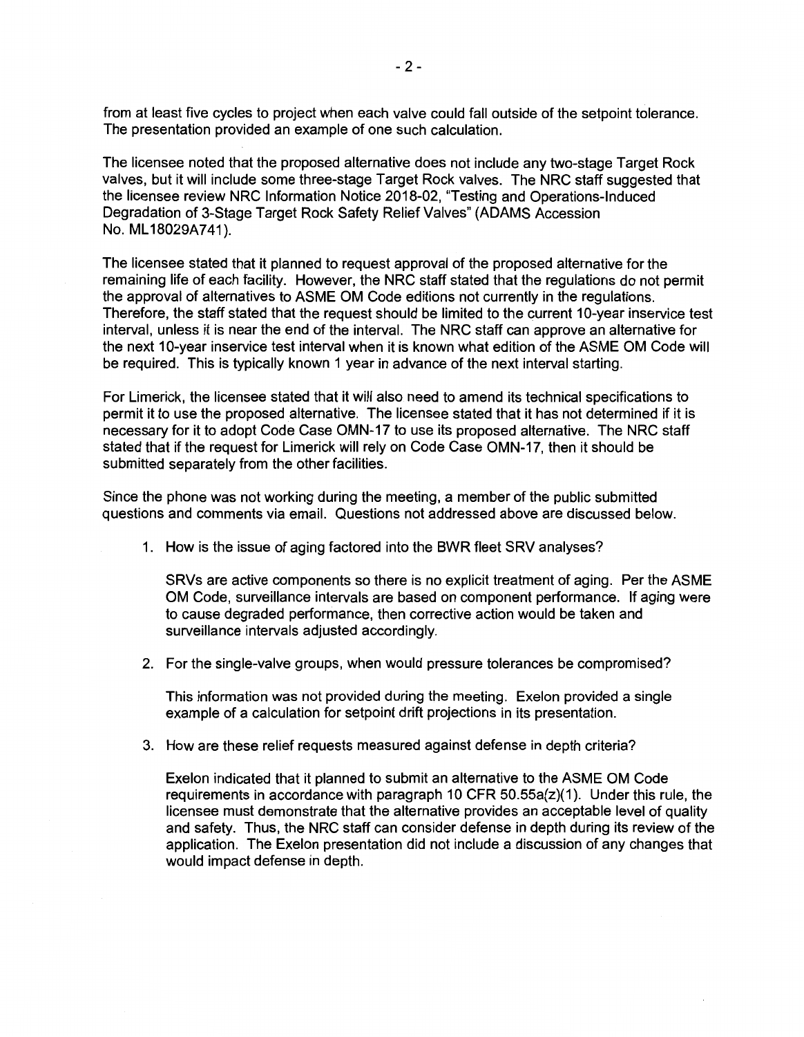from at least five cycles to project when each valve could fall outside of the setpoint tolerance. The presentation provided an example of one such calculation.

The licensee noted that the proposed alternative does not include any two-stage Target Rock valves, but it will include some three-stage Target Rock valves. The NRC staff suggested that the licensee review NRC Information Notice 2018-02, "Testing and Operations-Induced Degradation of 3-Stage Target Rock Safety Relief Valves" (ADAMS Accession No. ML18029A741).

The licensee stated that it planned to request approval of the proposed alternative for the remaining life of each facility. However, the NRC staff stated that the regulations do not permit the approval of alternatives to ASME OM Code editions not currently in the regulations. Therefore, the staff stated that the request should be limited to the current 10-year inservice test interval, unless it is near the end of the interval. The NRC staff can approve an alternative for the next 10-year inservice test interval when it is known what edition of the ASME OM Code will be required. This is typically known 1 year in advance of the next interval starting.

For Limerick, the licensee stated that it will also need to amend its technical specifications to permit it to use the proposed alternative. The licensee stated that it has not determined if it is necessary for it to adopt Code Case OMN-17 to use its proposed alternative. The NRC staff stated that if the request for Limerick will rely on Code Case OMN-17, then it should be submitted separately from the other facilities.

Since the phone was not working during the meeting, a member of the public submitted questions and comments via email. Questions not addressed above are discussed below.

1. How is the issue of aging factored into the BWR fleet SRV analyses?

   SRVs are active components so there is no explicit treatment of aging. Per the ASME OM Code, surveillance intervals are based on component performance. If aging were to cause degraded performance, then corrective action would be taken and surveillance intervals adjusted accordingly.

2. For the single-valve groups, when would pressure tolerances be compromised?

   This information was not provided during the meeting. Exelon provided a single example of a calculation for setpoint drift projections in its presentation.

3. How are these relief requests measured against defense in depth criteria?

   Exelon indicated that it planned to submit an alternative to the ASME OM Code requirements in accordance with paragraph 10 CFR 50.55a(z)(1). Under this rule, the licensee must demonstrate that the alternative provides an acceptable level of quality and safety. Thus, the NRC staff can consider defense in depth during its review of the application. The Exelon presentation did not include a discussion of any changes that would impact defense in depth.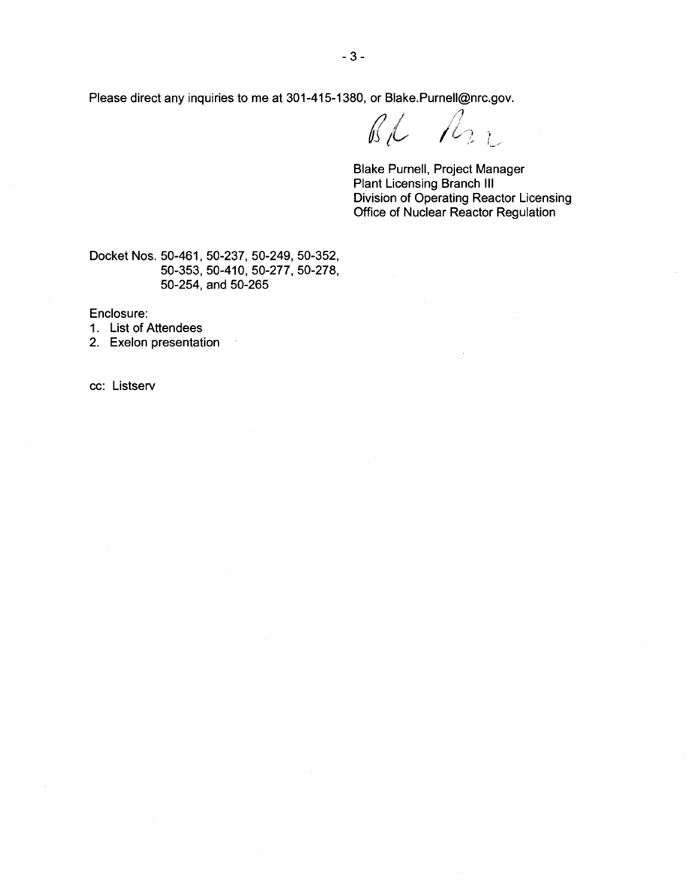Please direct any inquiries to me at 301-415-1380, or Blake.Purnell@nrc.gov.

Blake Purnell, Project Manager
Plant Licensing Branch III
Division of Operating Reactor Licensing
Office of Nuclear Reactor Regulation

Docket Nos. 50-461, 50-237, 50-249, 50-352, 50-353, 50-410, 50-277, 50-278, 50-254, and 50-265

Enclosure:

1. List of Attendees
2. Exelon presentation

cc: Listserv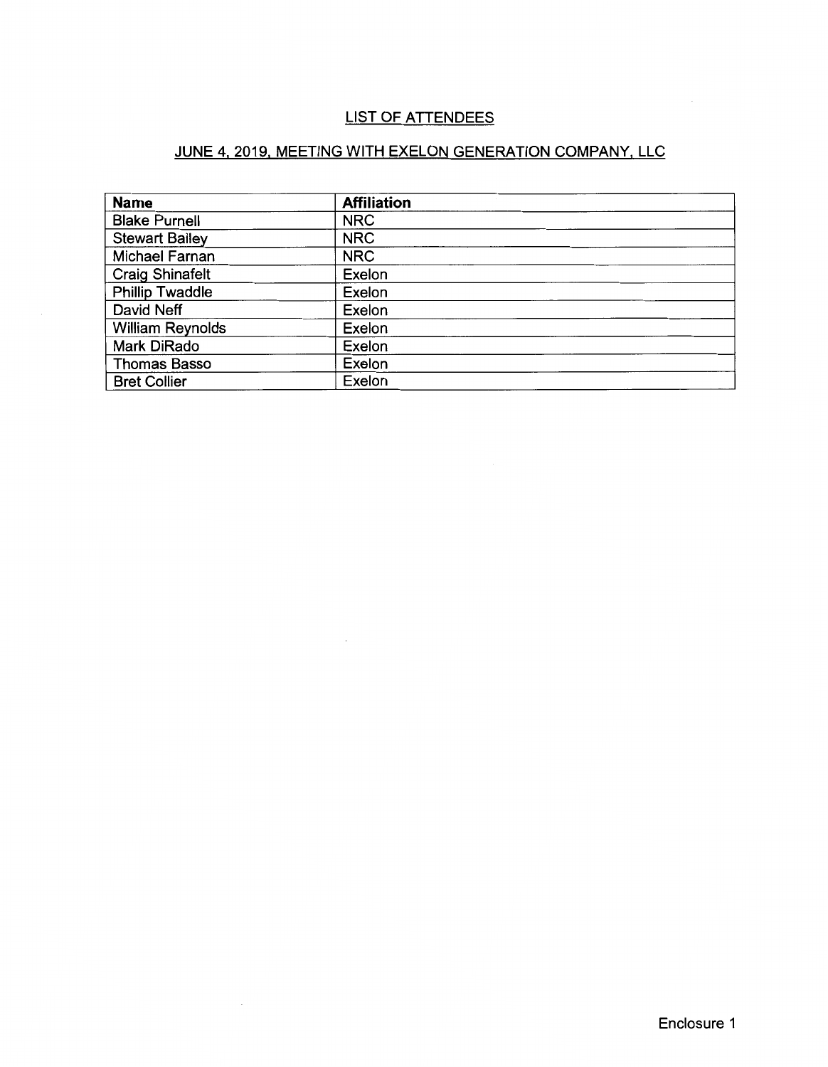## LIST OF ATTENDEES

## JUNE 4, 2019, MEETING WITH EXELON GENERATION COMPANY, LLC

| Name | Affiliation |
|---|---|
| Blake Purnell | NRC |
| Stewart Bailey | NRC |
| Michael Farnan | NRC |
| Craig Shinafelt | Exelon |
| Phillip Twaddle | Exelon |
| David Neff | Exelon |
| William Reynolds | Exelon |
| Mark DiRado | Exelon |
| Thomas Basso | Exelon |
| Bret Collier | Exelon |

Enclosure 1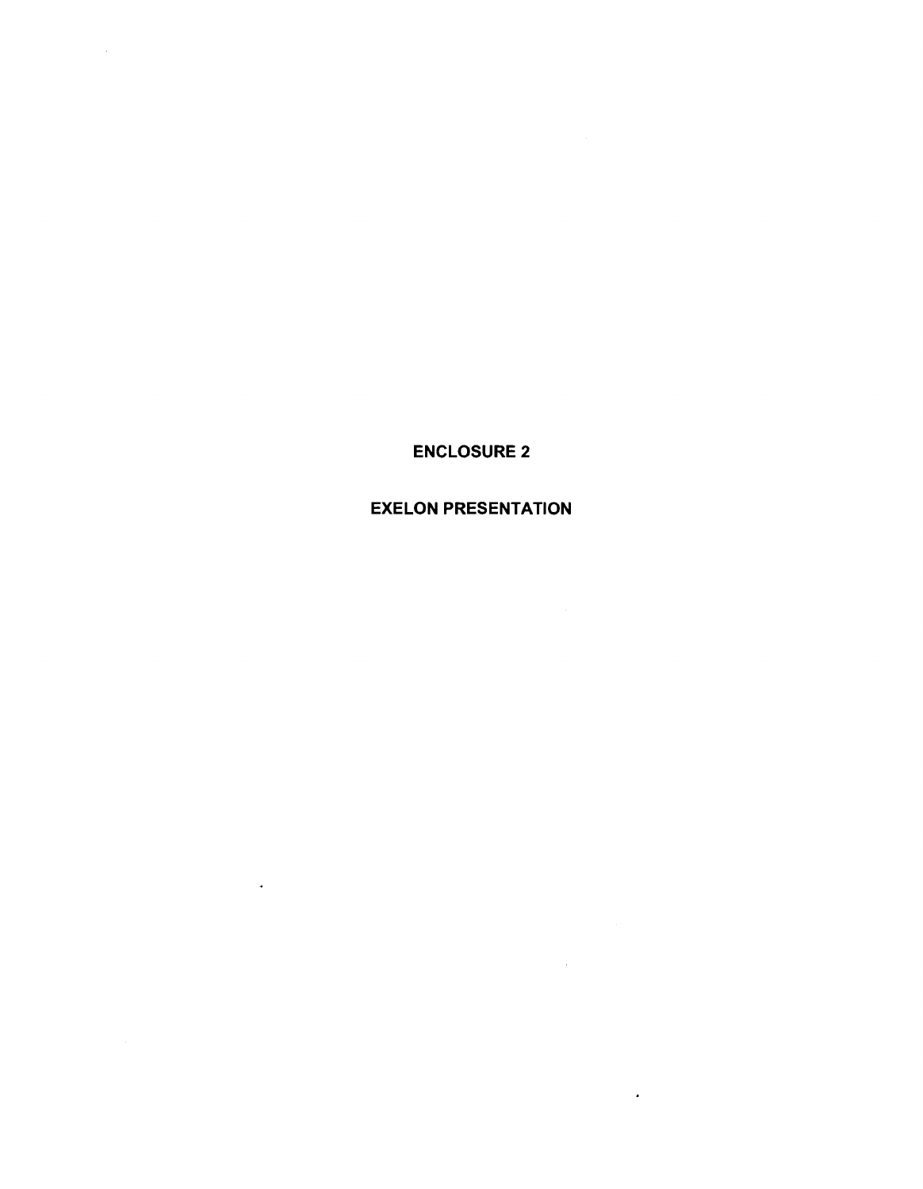# ENCLOSURE 2

# EXELON PRESENTATION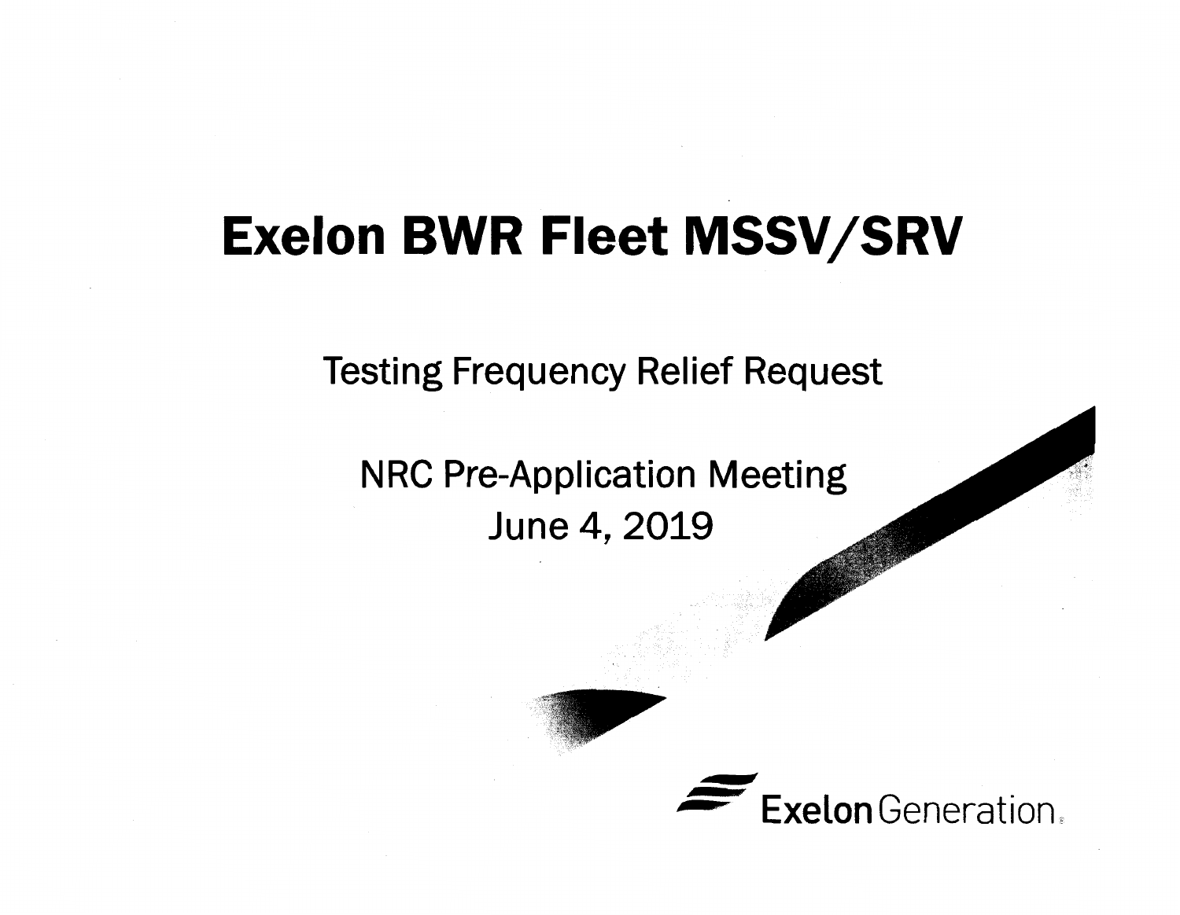# Exelon BWR Fleet MSSV/SRV

Testing Frequency Relief Request

NRC Pre-Application Meeting

June 4, 2019

Exelon Generation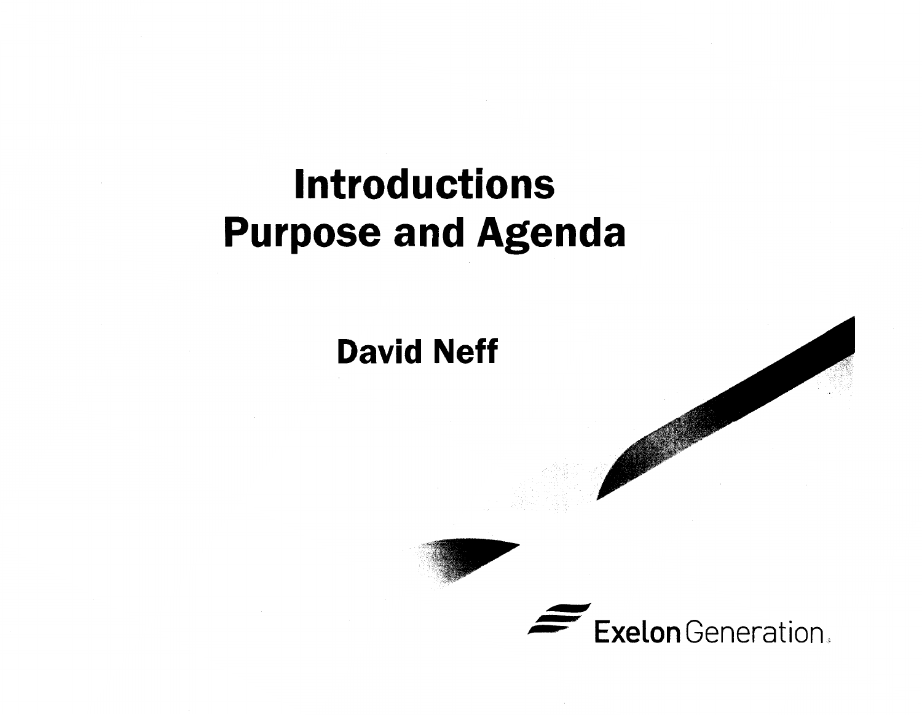# Introductions
# Purpose and Agenda

## David Neff

Exelon Generation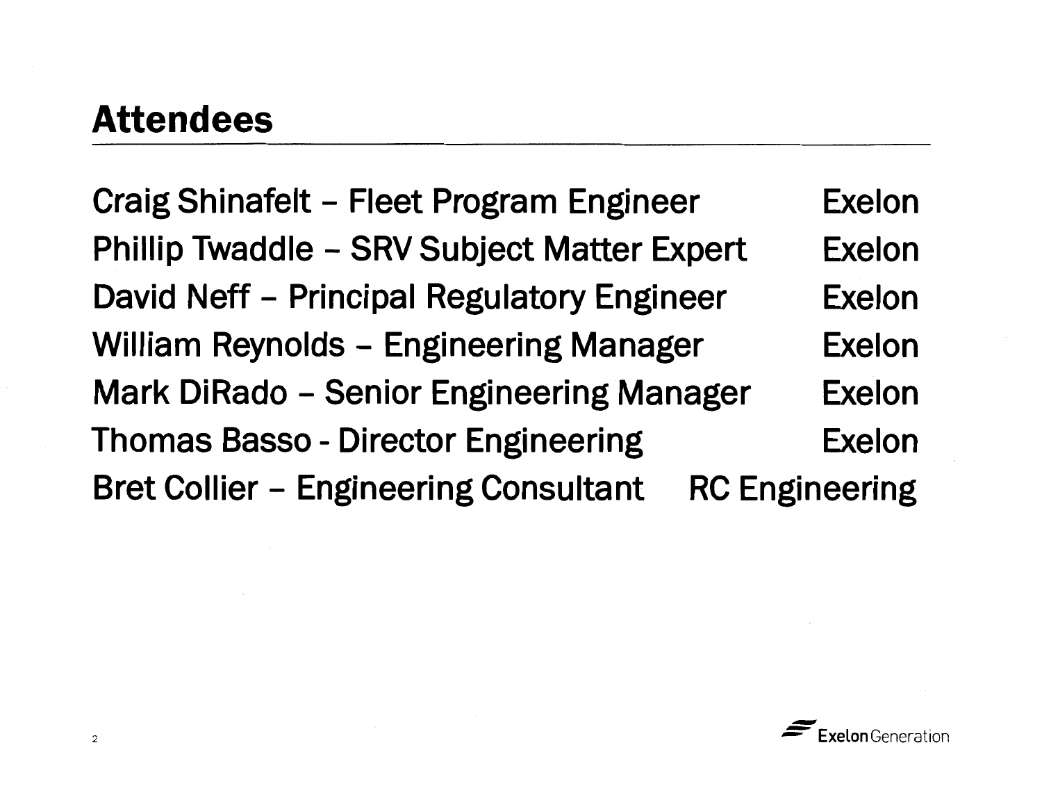## Attendees

| | |
|---|---|
| Craig Shinafelt – Fleet Program Engineer | Exelon |
| Phillip Twaddle – SRV Subject Matter Expert | Exelon |
| David Neff – Principal Regulatory Engineer | Exelon |
| William Reynolds – Engineering Manager | Exelon |
| Mark DiRado – Senior Engineering Manager | Exelon |
| Thomas Basso - Director Engineering | Exelon |
| Bret Collier – Engineering Consultant | RC Engineering |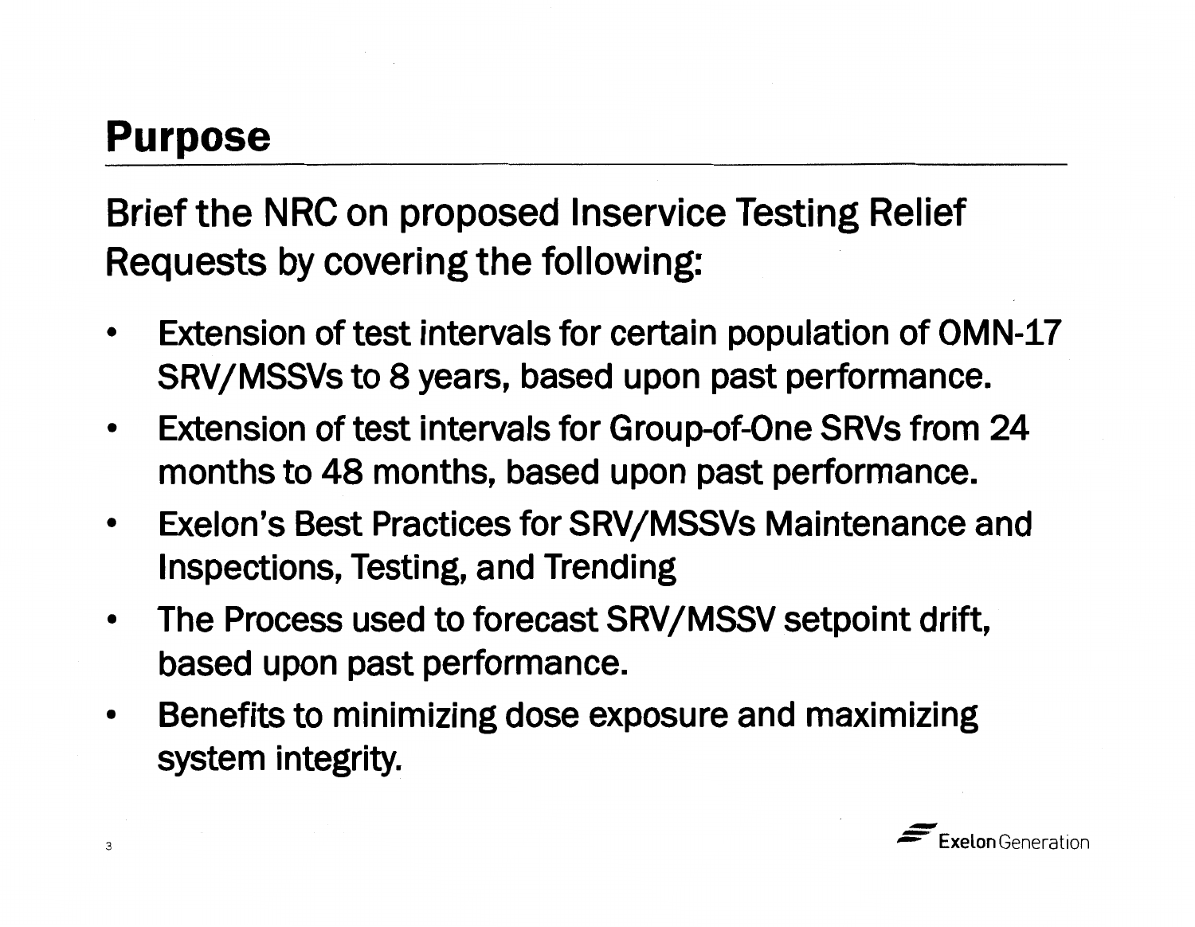# Purpose

Brief the NRC on proposed Inservice Testing Relief Requests by covering the following:

- Extension of test intervals for certain population of OMN-17 SRV/MSSVs to 8 years, based upon past performance.
- Extension of test intervals for Group-of-One SRVs from 24 months to 48 months, based upon past performance.
- Exelon's Best Practices for SRV/MSSVs Maintenance and Inspections, Testing, and Trending
- The Process used to forecast SRV/MSSV setpoint drift, based upon past performance.
- Benefits to minimizing dose exposure and maximizing system integrity.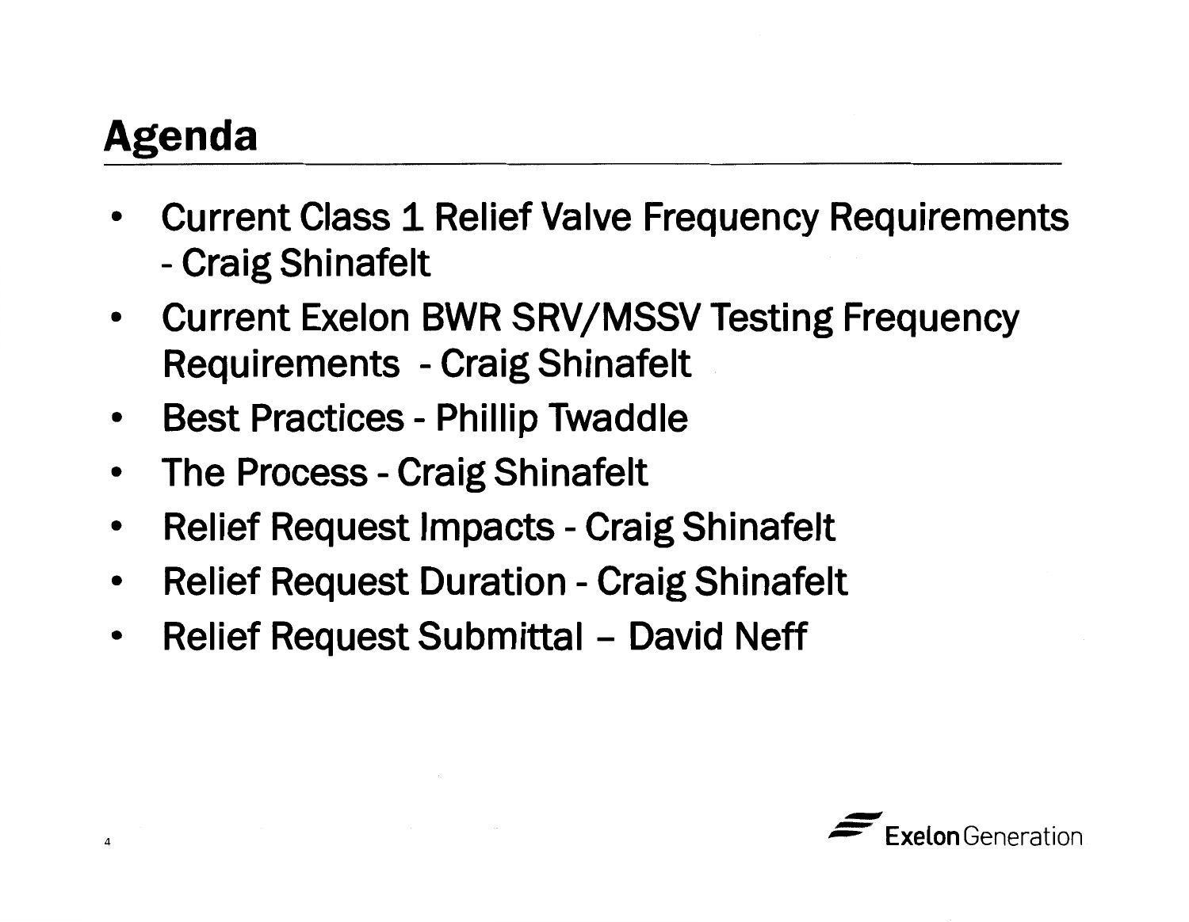# Agenda

- Current Class 1 Relief Valve Frequency Requirements - Craig Shinafelt
- Current Exelon BWR SRV/MSSV Testing Frequency Requirements - Craig Shinafelt
- Best Practices - Phillip Twaddle
- The Process - Craig Shinafelt
- Relief Request Impacts - Craig Shinafelt
- Relief Request Duration - Craig Shinafelt
- Relief Request Submittal – David Neff

Exelon Generation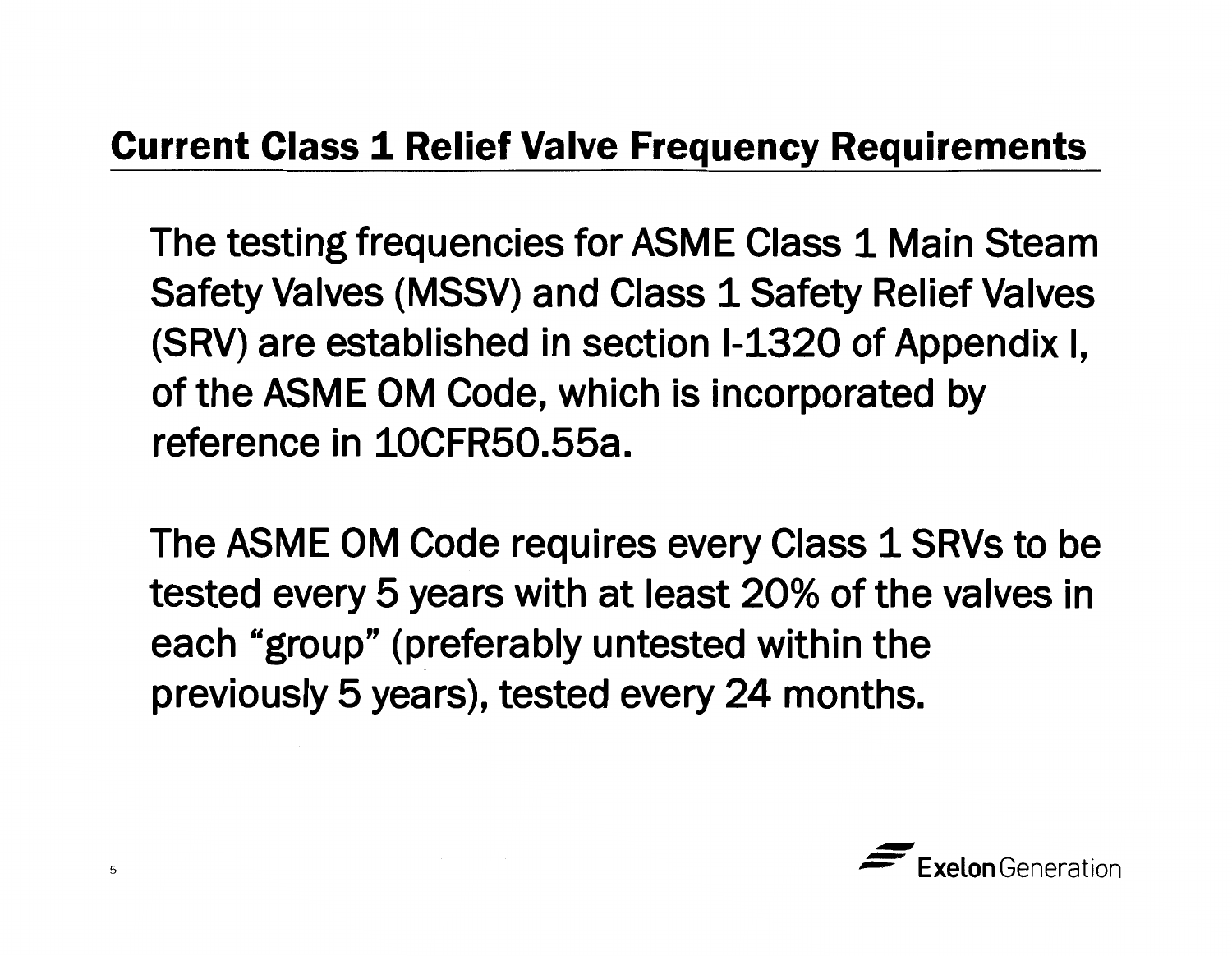## Current Class 1 Relief Valve Frequency Requirements

The testing frequencies for ASME Class 1 Main Steam Safety Valves (MSSV) and Class 1 Safety Relief Valves (SRV) are established in section I-1320 of Appendix I, of the ASME OM Code, which is incorporated by reference in 10CFR50.55a.

The ASME OM Code requires every Class 1 SRVs to be tested every 5 years with at least 20% of the valves in each "group" (preferably untested within the previously 5 years), tested every 24 months.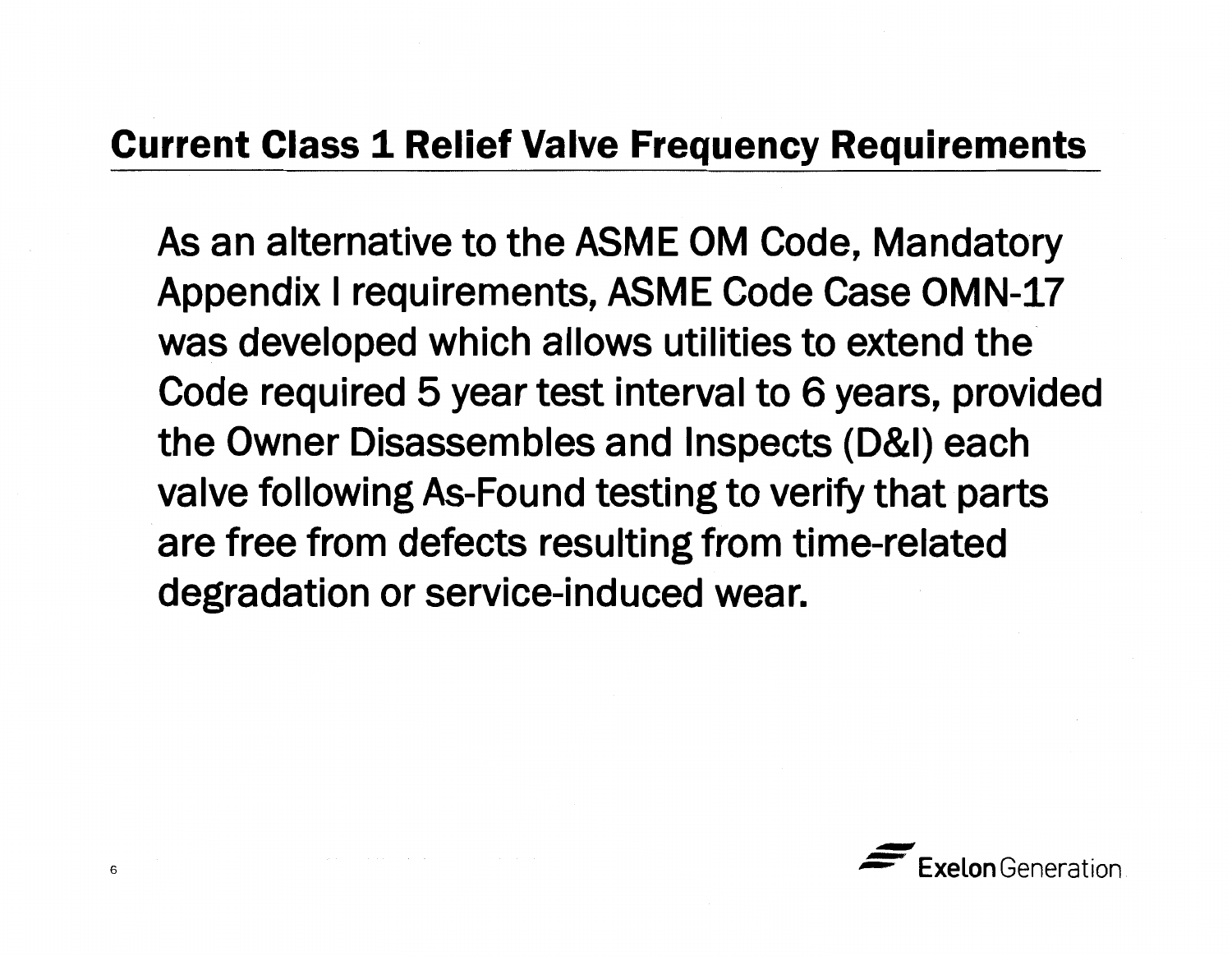## Current Class 1 Relief Valve Frequency Requirements

As an alternative to the ASME OM Code, Mandatory Appendix I requirements, ASME Code Case OMN-17 was developed which allows utilities to extend the Code required 5 year test interval to 6 years, provided the Owner Disassembles and Inspects (D&I) each valve following As-Found testing to verify that parts are free from defects resulting from time-related degradation or service-induced wear.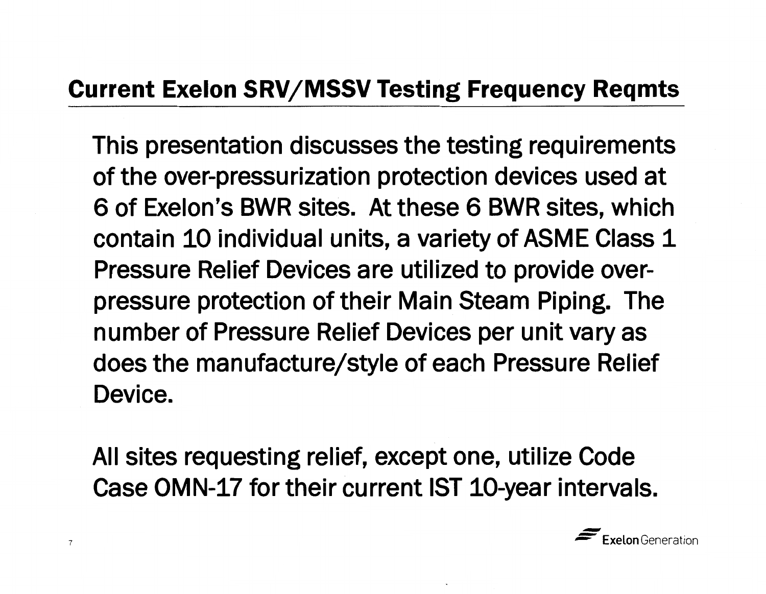## Current Exelon SRV/MSSV Testing Frequency Reqmts

This presentation discusses the testing requirements of the over-pressurization protection devices used at 6 of Exelon's BWR sites. At these 6 BWR sites, which contain 10 individual units, a variety of ASME Class 1 Pressure Relief Devices are utilized to provide over-pressure protection of their Main Steam Piping. The number of Pressure Relief Devices per unit vary as does the manufacture/style of each Pressure Relief Device.

All sites requesting relief, except one, utilize Code Case OMN-17 for their current IST 10-year intervals.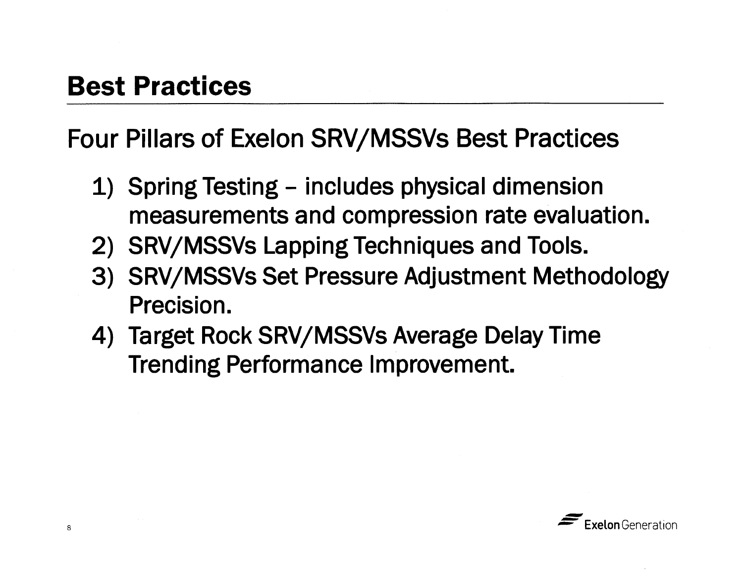# Best Practices

## Four Pillars of Exelon SRV/MSSVs Best Practices

1) Spring Testing – includes physical dimension measurements and compression rate evaluation.
2) SRV/MSSVs Lapping Techniques and Tools.
3) SRV/MSSVs Set Pressure Adjustment Methodology Precision.
4) Target Rock SRV/MSSVs Average Delay Time Trending Performance Improvement.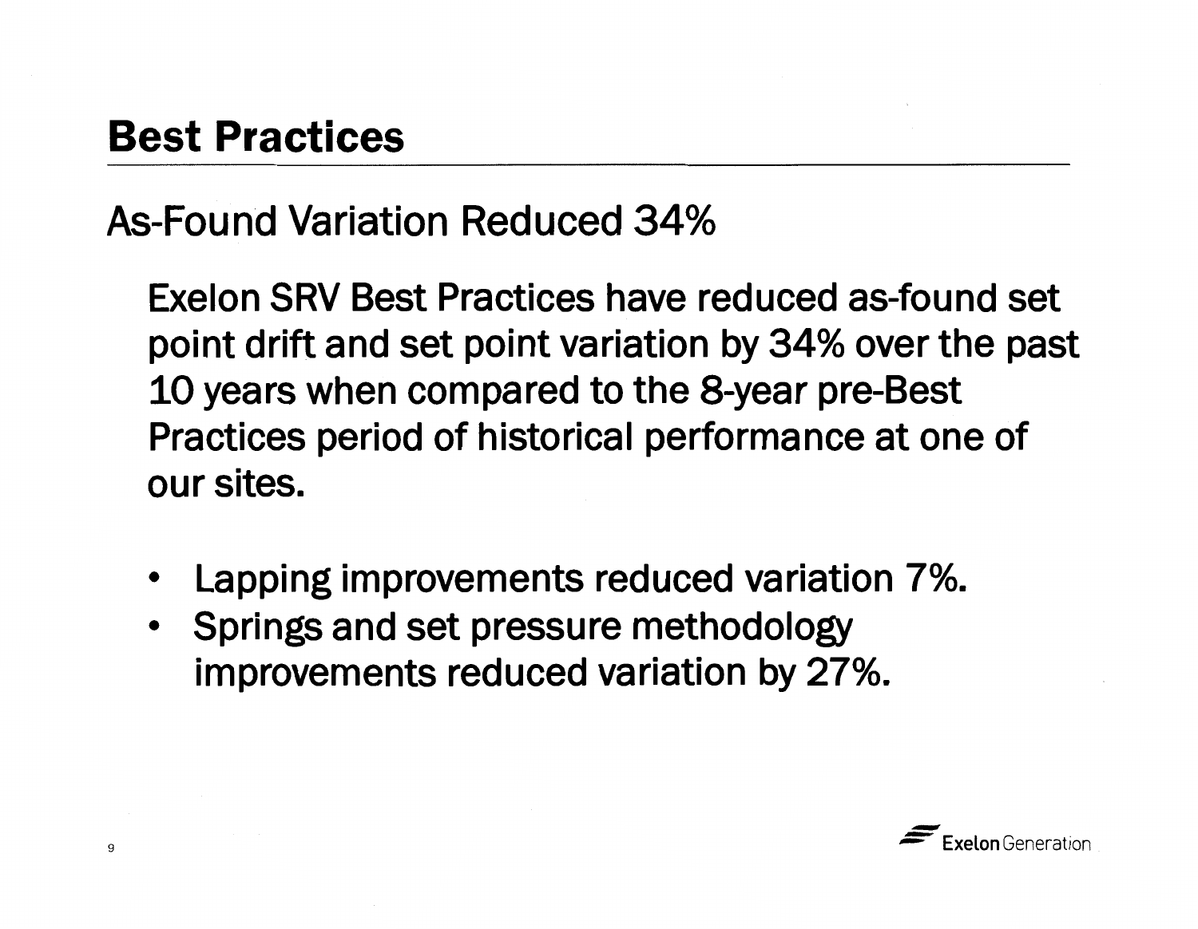# Best Practices

## As-Found Variation Reduced 34%

Exelon SRV Best Practices have reduced as-found set point drift and set point variation by 34% over the past 10 years when compared to the 8-year pre-Best Practices period of historical performance at one of our sites.

- Lapping improvements reduced variation 7%.
- Springs and set pressure methodology improvements reduced variation by 27%.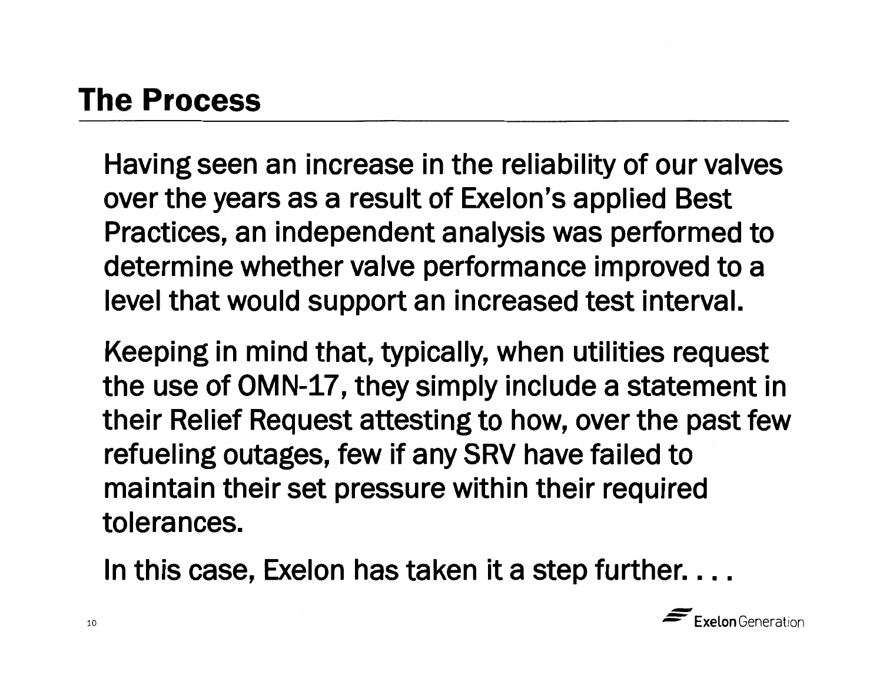## The Process

Having seen an increase in the reliability of our valves over the years as a result of Exelon's applied Best Practices, an independent analysis was performed to determine whether valve performance improved to a level that would support an increased test interval.

Keeping in mind that, typically, when utilities request the use of OMN-17, they simply include a statement in their Relief Request attesting to how, over the past few refueling outages, few if any SRV have failed to maintain their set pressure within their required tolerances.

In this case, Exelon has taken it a step further. . . .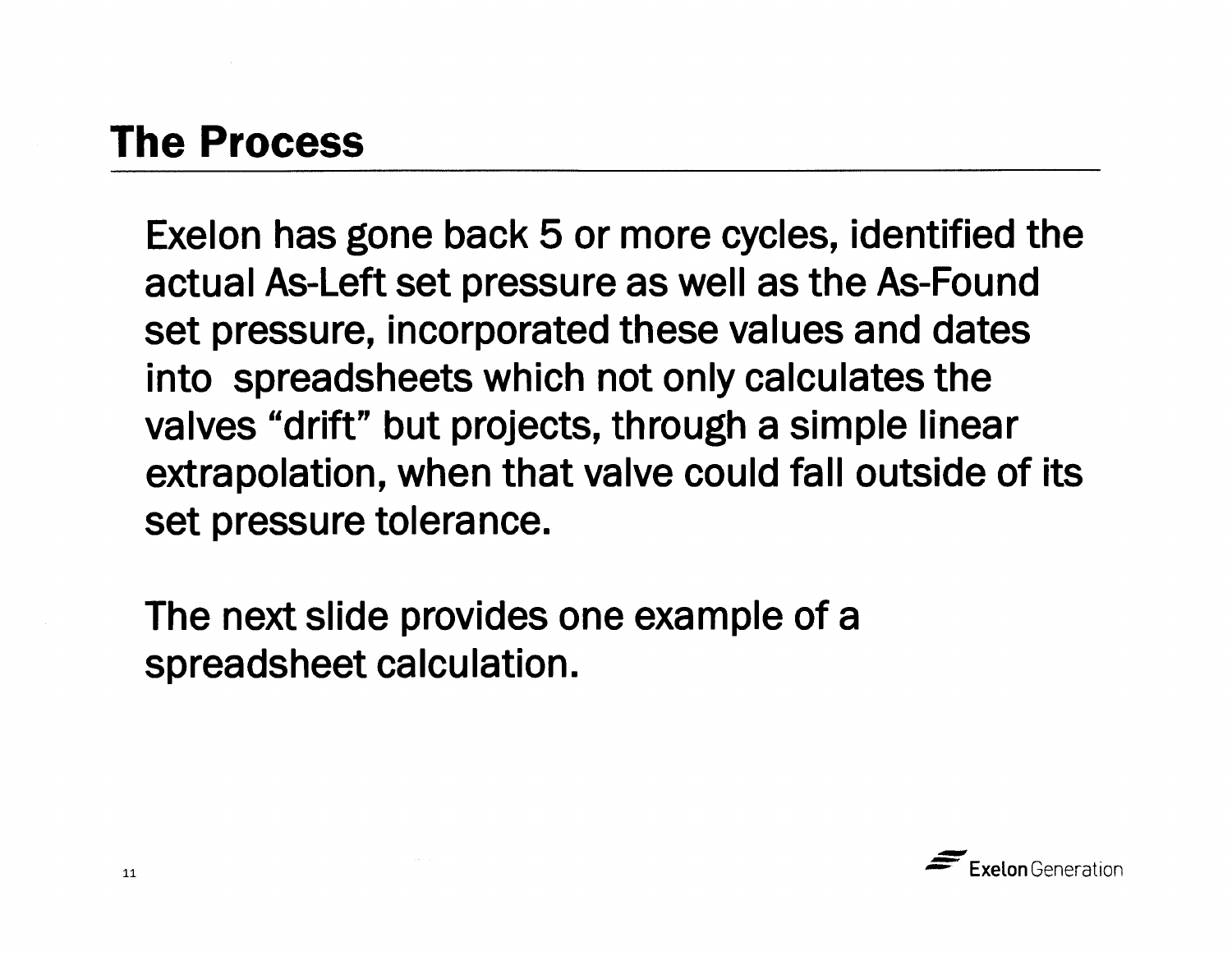# The Process

Exelon has gone back 5 or more cycles, identified the actual As-Left set pressure as well as the As-Found set pressure, incorporated these values and dates into spreadsheets which not only calculates the valves "drift" but projects, through a simple linear extrapolation, when that valve could fall outside of its set pressure tolerance.

The next slide provides one example of a spreadsheet calculation.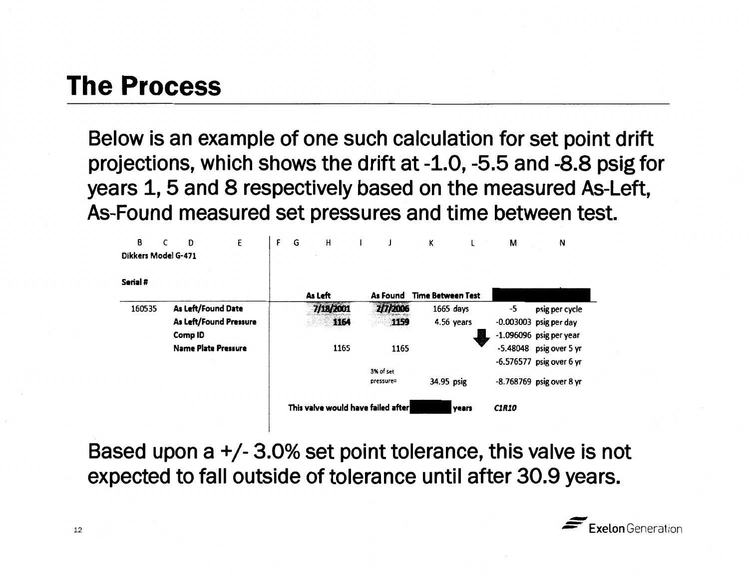# The Process

Below is an example of one such calculation for set point drift projections, which shows the drift at -1.0, -5.5 and -8.8 psig for years 1, 5 and 8 respectively based on the measured As-Left, As-Found measured set pressures and time between test.

| B | C | D | E | F | G | H | I | J | K | L | M | N |
|---|---|---|---|---|---|---|---|---|---|---|---|---|
| Dikkers Model G-471 | | | | | | | | | | | | |
| Serial # | | | | | | | | | | | | |
| | | | | | | As Left | | As Found | Time Between Test | | | |
| 160535 | | As Left/Found Date | | | | 7/18/2001 | | 2/7/2006 | 1665 | days | -5 | psig per cycle |
| | | As Left/Found Pressure | | | | 1164 | | 1159 | 4.56 | years | -0.003003 | psig per day |
| | | Comp ID | | | | | | | | | -1.096096 | psig per year |
| | | Name Plate Pressure | | | | 1165 | | 1165 | | | -5.48048 | psig over 5 yr |
| | | | | | | | | | | | -6.576577 | psig over 6 yr |
| | | | | | | | | 3% of set pressure= | 34.95 | psig | -8.768769 | psig over 8 yr |
| | | | | | | This valve would have failed after | | | | years | *C1R10* | |

Based upon a +/- 3.0% set point tolerance, this valve is not expected to fall outside of tolerance until after 30.9 years.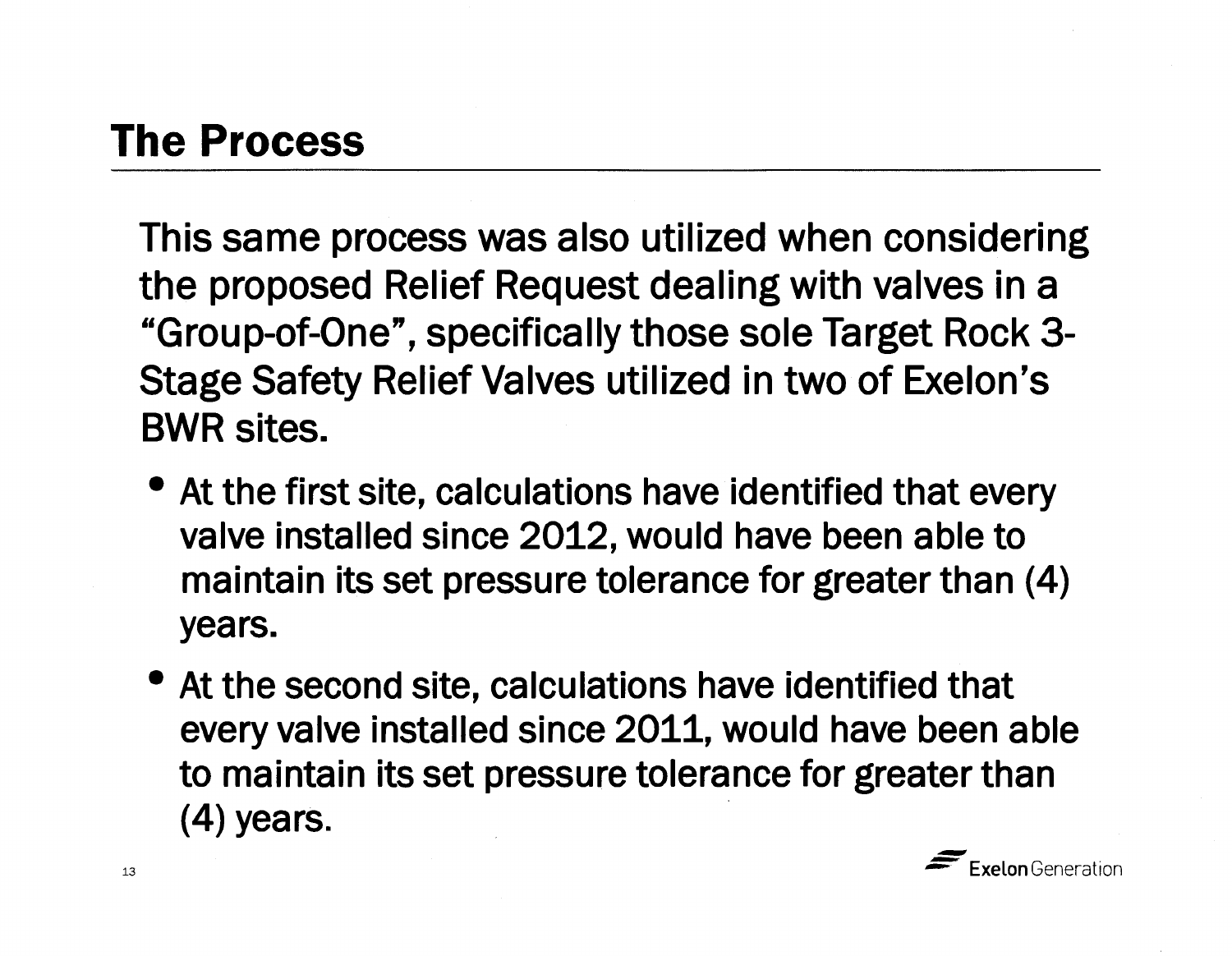## The Process

This same process was also utilized when considering the proposed Relief Request dealing with valves in a "Group-of-One", specifically those sole Target Rock 3-Stage Safety Relief Valves utilized in two of Exelon's BWR sites.

- At the first site, calculations have identified that every valve installed since 2012, would have been able to maintain its set pressure tolerance for greater than (4) years.
- At the second site, calculations have identified that every valve installed since 2011, would have been able to maintain its set pressure tolerance for greater than (4) years.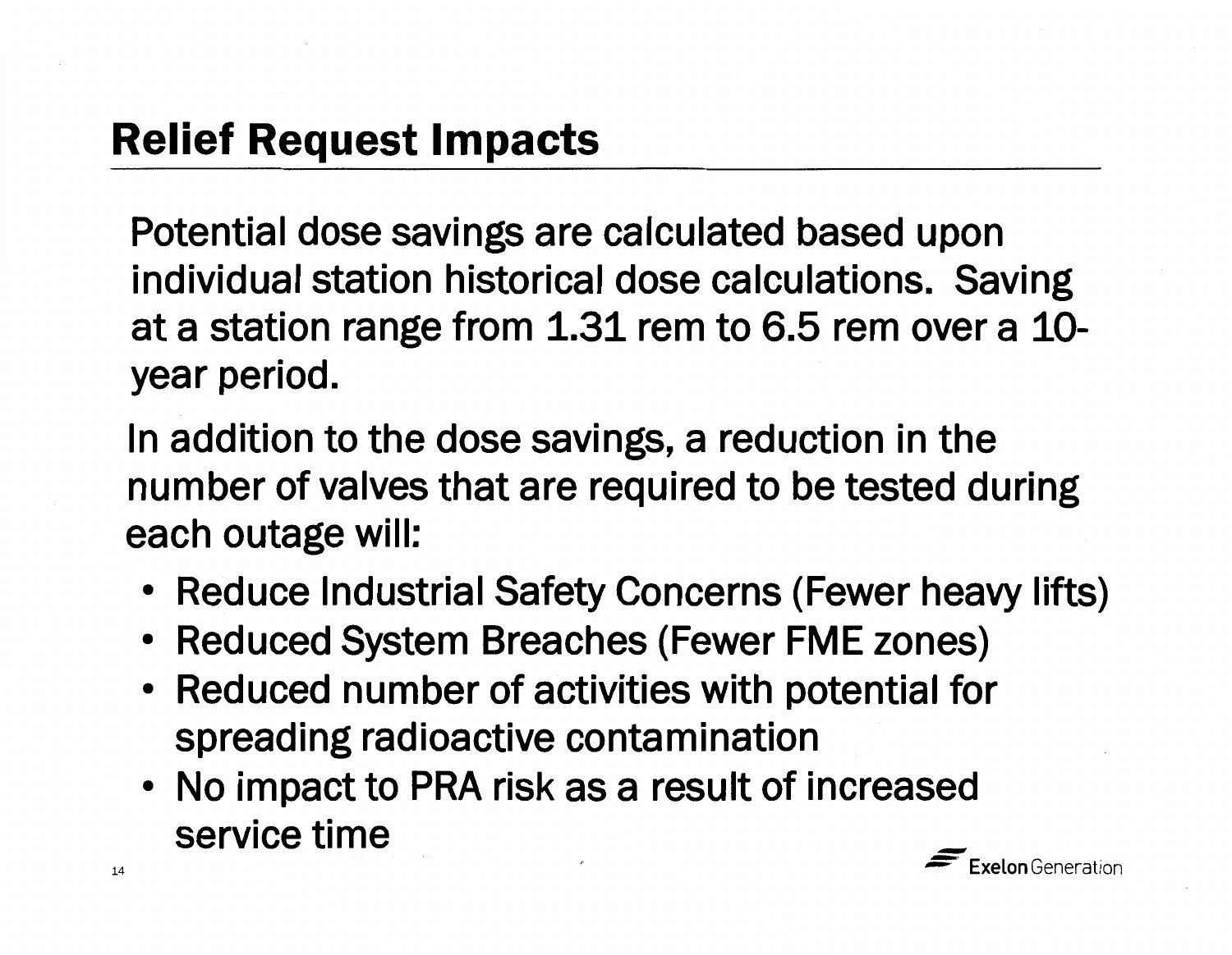## Relief Request Impacts

Potential dose savings are calculated based upon individual station historical dose calculations. Saving at a station range from 1.31 rem to 6.5 rem over a 10-year period.

In addition to the dose savings, a reduction in the number of valves that are required to be tested during each outage will:

- Reduce Industrial Safety Concerns (Fewer heavy lifts)
- Reduced System Breaches (Fewer FME zones)
- Reduced number of activities with potential for spreading radioactive contamination
- No impact to PRA risk as a result of increased service time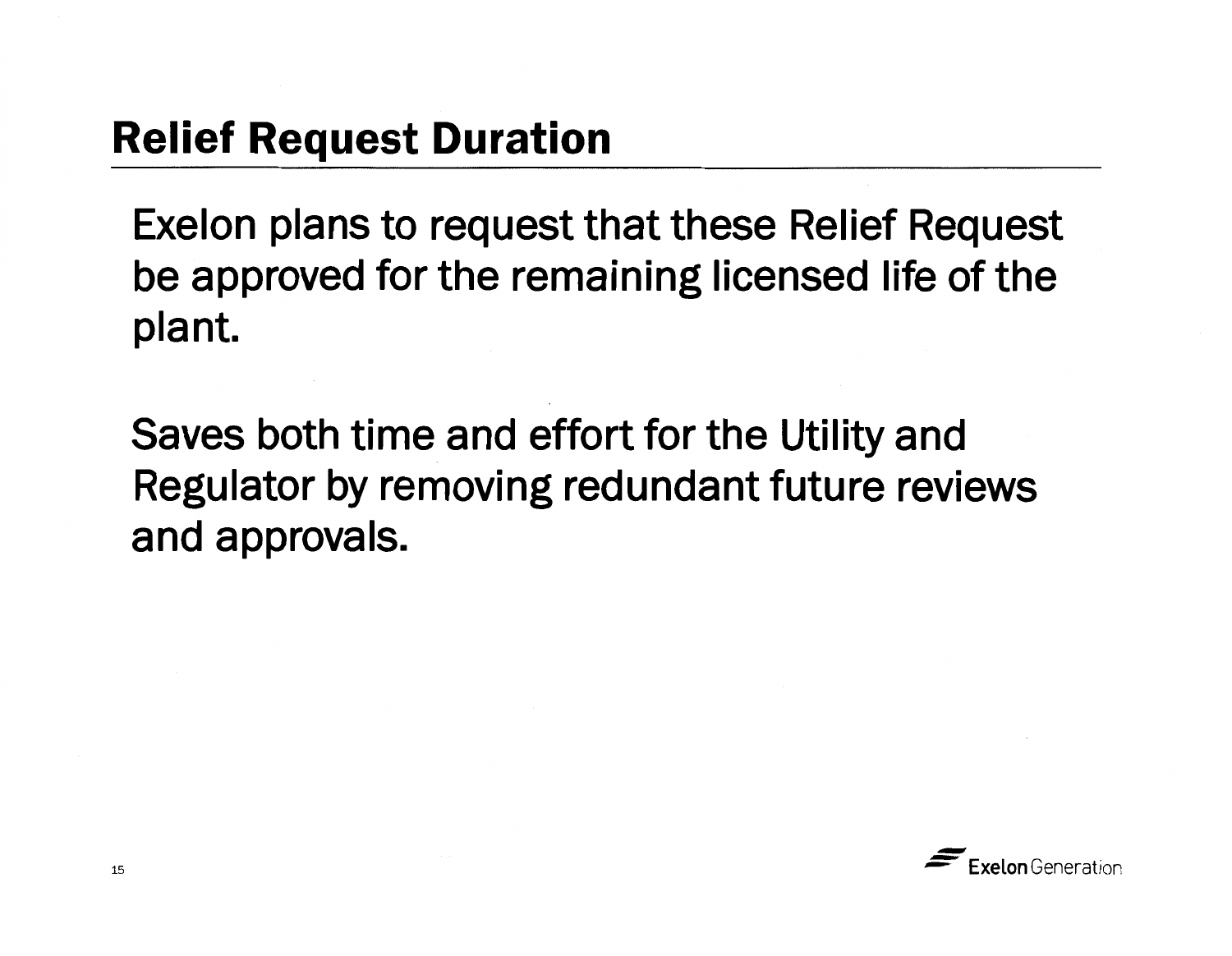## Relief Request Duration

Exelon plans to request that these Relief Request be approved for the remaining licensed life of the plant.

Saves both time and effort for the Utility and Regulator by removing redundant future reviews and approvals.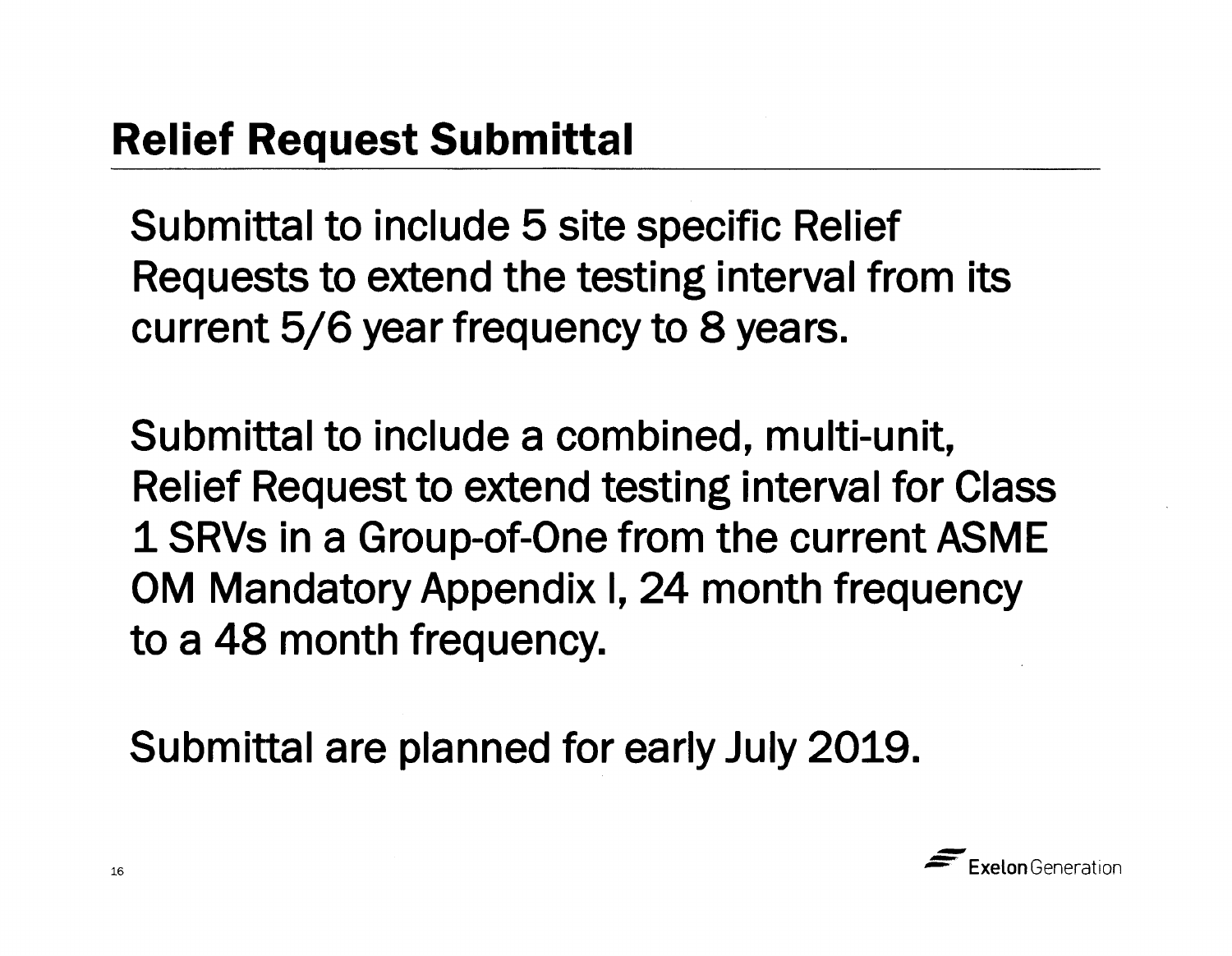## Relief Request Submittal

Submittal to include 5 site specific Relief Requests to extend the testing interval from its current 5/6 year frequency to 8 years.

Submittal to include a combined, multi-unit, Relief Request to extend testing interval for Class 1 SRVs in a Group-of-One from the current ASME OM Mandatory Appendix I, 24 month frequency to a 48 month frequency.

Submittal are planned for early July 2019.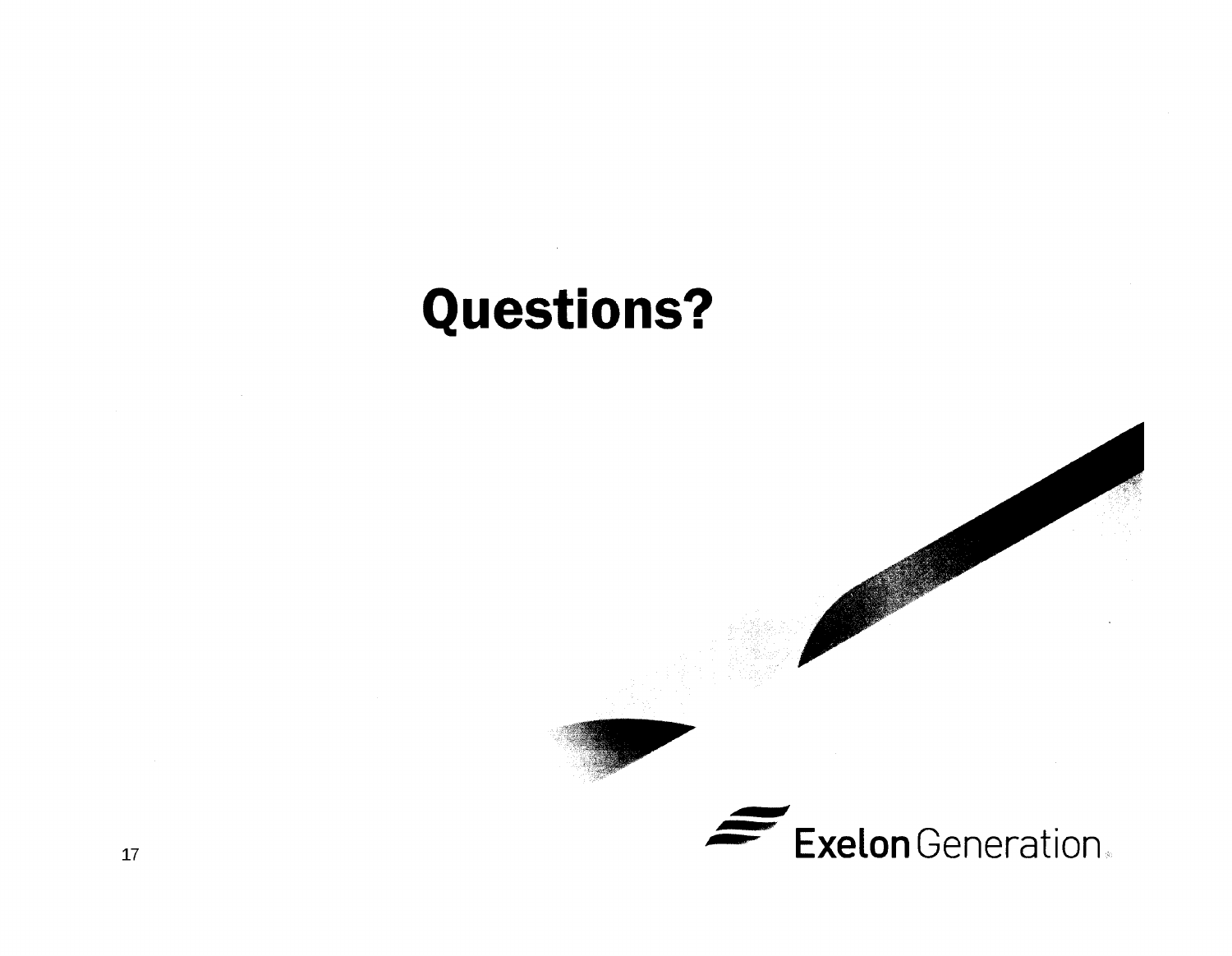# Questions?

Exelon Generation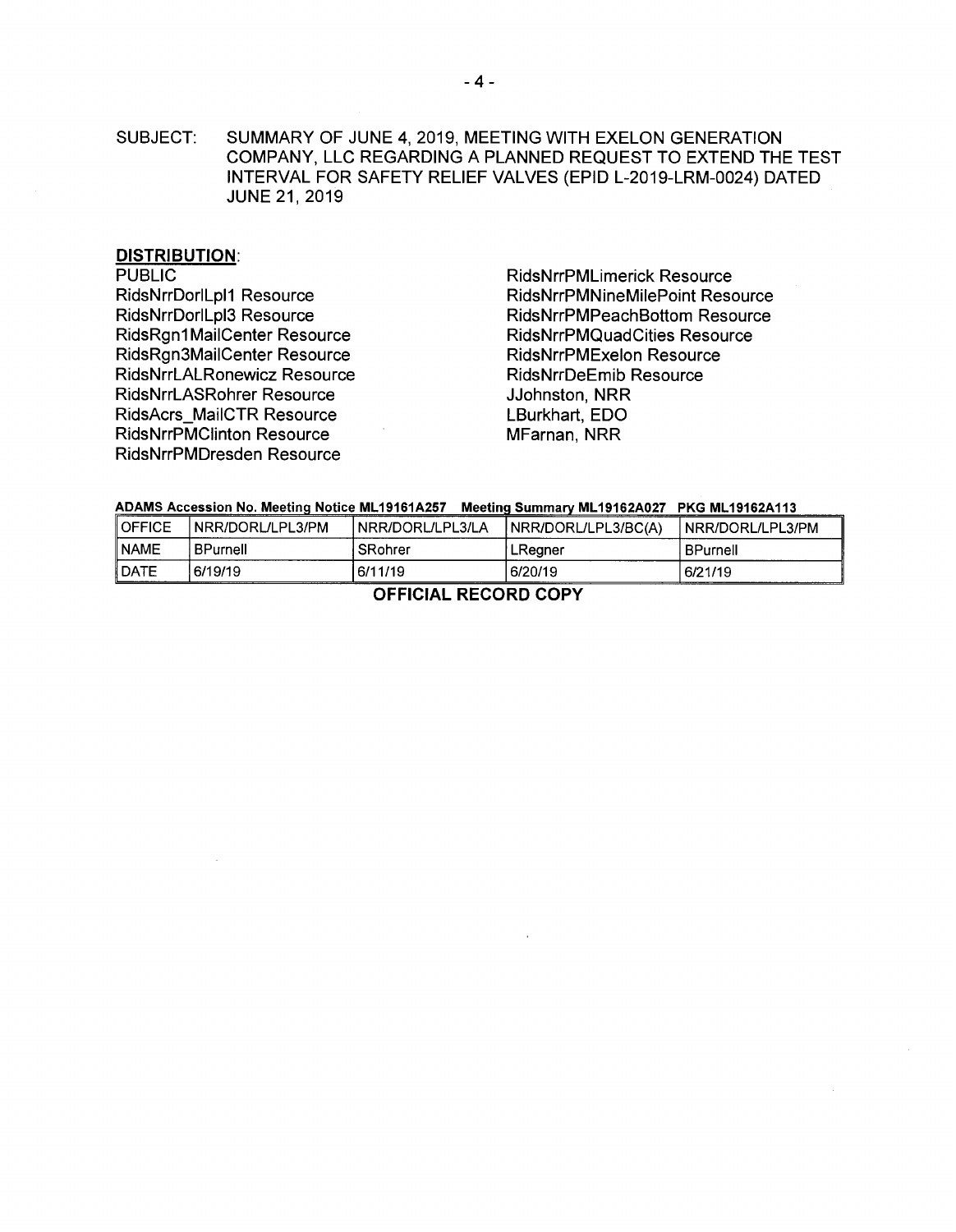SUBJECT: SUMMARY OF JUNE 4, 2019, MEETING WITH EXELON GENERATION COMPANY, LLC REGARDING A PLANNED REQUEST TO EXTEND THE TEST INTERVAL FOR SAFETY RELIEF VALVES (EPID L-2019-LRM-0024) DATED JUNE 21, 2019

**DISTRIBUTION**:

PUBLIC
RidsNrrDorlLpl1 Resource
RidsNrrDorlLpl3 Resource
RidsRgn1MailCenter Resource
RidsRgn3MailCenter Resource
RidsNrrLALRonewicz Resource
RidsNrrLASRohrer Resource
RidsAcrs_MailCTR Resource
RidsNrrPMClinton Resource
RidsNrrPMDresden Resource
RidsNrrPMLimerick Resource
RidsNrrPMNineMilePoint Resource
RidsNrrPMPeachBottom Resource
RidsNrrPMQuadCities Resource
RidsNrrPMExelon Resource
RidsNrrDeEmib Resource
JJohnston, NRR
LBurkhart, EDO
MFarnan, NRR

**ADAMS Accession No. Meeting Notice ML19161A257 Meeting Summary ML19162A027 PKG ML19162A113**

| OFFICE | NRR/DORL/LPL3/PM | NRR/DORL/LPL3/LA | NRR/DORL/LPL3/BC(A) | NRR/DORL/LPL3/PM |
|---|---|---|---|---|
| NAME | BPurnell | SRohrer | LRegner | BPurnell |
| DATE | 6/19/19 | 6/11/19 | 6/20/19 | 6/21/19 |

**OFFICIAL RECORD COPY**